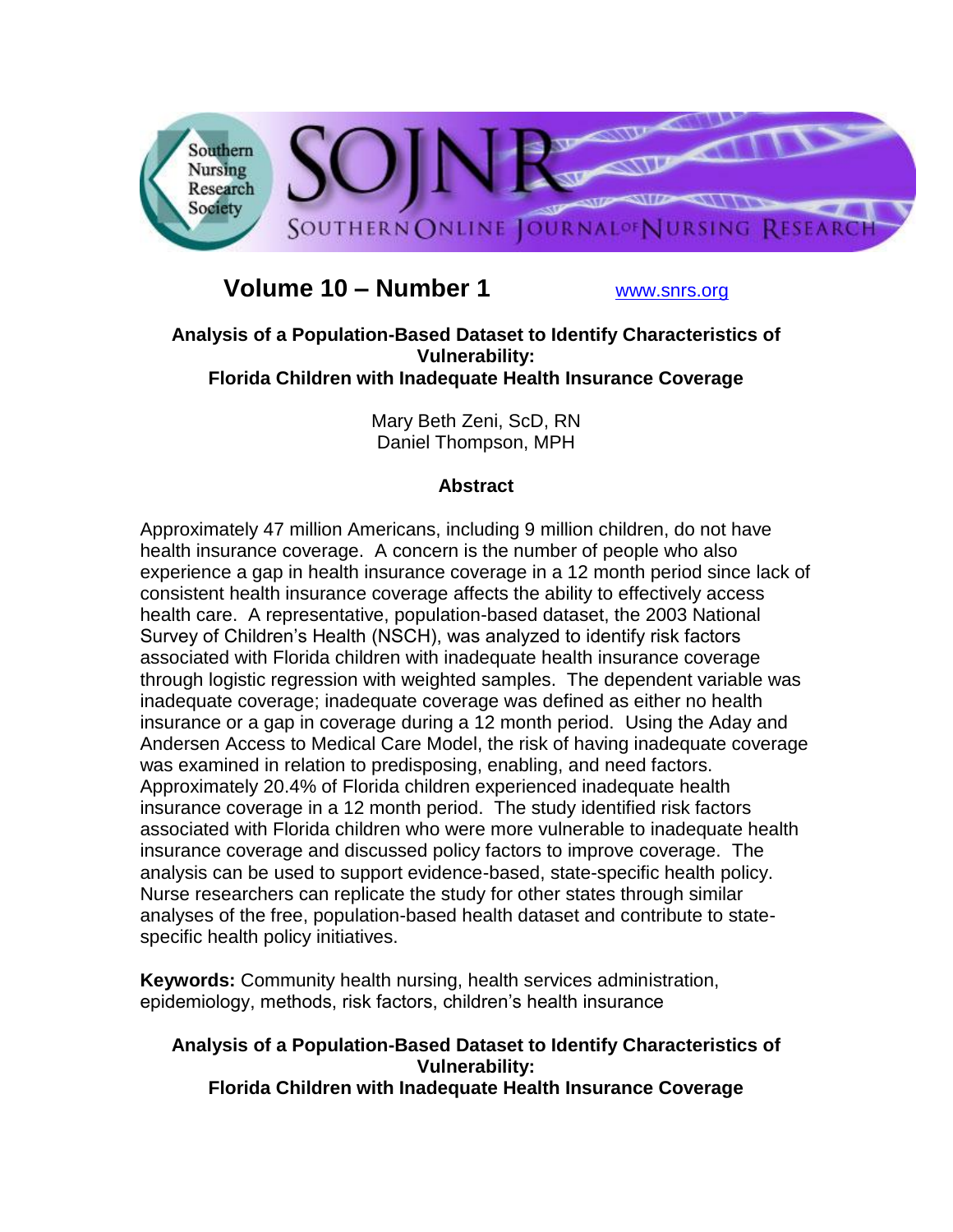Volume 10 – Number 1 www.snrs.org

# Analysis of a Population-Based Dataset to Identify Characteristics of Vulnerability: Florida Children with Inadequate Health Insurance Coverage

Mary Beth Zeni, ScD, RN
Daniel Thompson, MPH

## Abstract

Approximately 47 million Americans, including 9 million children, do not have health insurance coverage. A concern is the number of people who also experience a gap in health insurance coverage in a 12 month period since lack of consistent health insurance coverage affects the ability to effectively access health care. A representative, population-based dataset, the 2003 National Survey of Children's Health (NSCH), was analyzed to identify risk factors associated with Florida children with inadequate health insurance coverage through logistic regression with weighted samples. The dependent variable was inadequate coverage; inadequate coverage was defined as either no health insurance or a gap in coverage during a 12 month period. Using the Aday and Andersen Access to Medical Care Model, the risk of having inadequate coverage was examined in relation to predisposing, enabling, and need factors. Approximately 20.4% of Florida children experienced inadequate health insurance coverage in a 12 month period. The study identified risk factors associated with Florida children who were more vulnerable to inadequate health insurance coverage and discussed policy factors to improve coverage. The analysis can be used to support evidence-based, state-specific health policy. Nurse researchers can replicate the study for other states through similar analyses of the free, population-based health dataset and contribute to state-specific health policy initiatives.

**Keywords:** Community health nursing, health services administration, epidemiology, methods, risk factors, children's health insurance

## Analysis of a Population-Based Dataset to Identify Characteristics of Vulnerability: Florida Children with Inadequate Health Insurance Coverage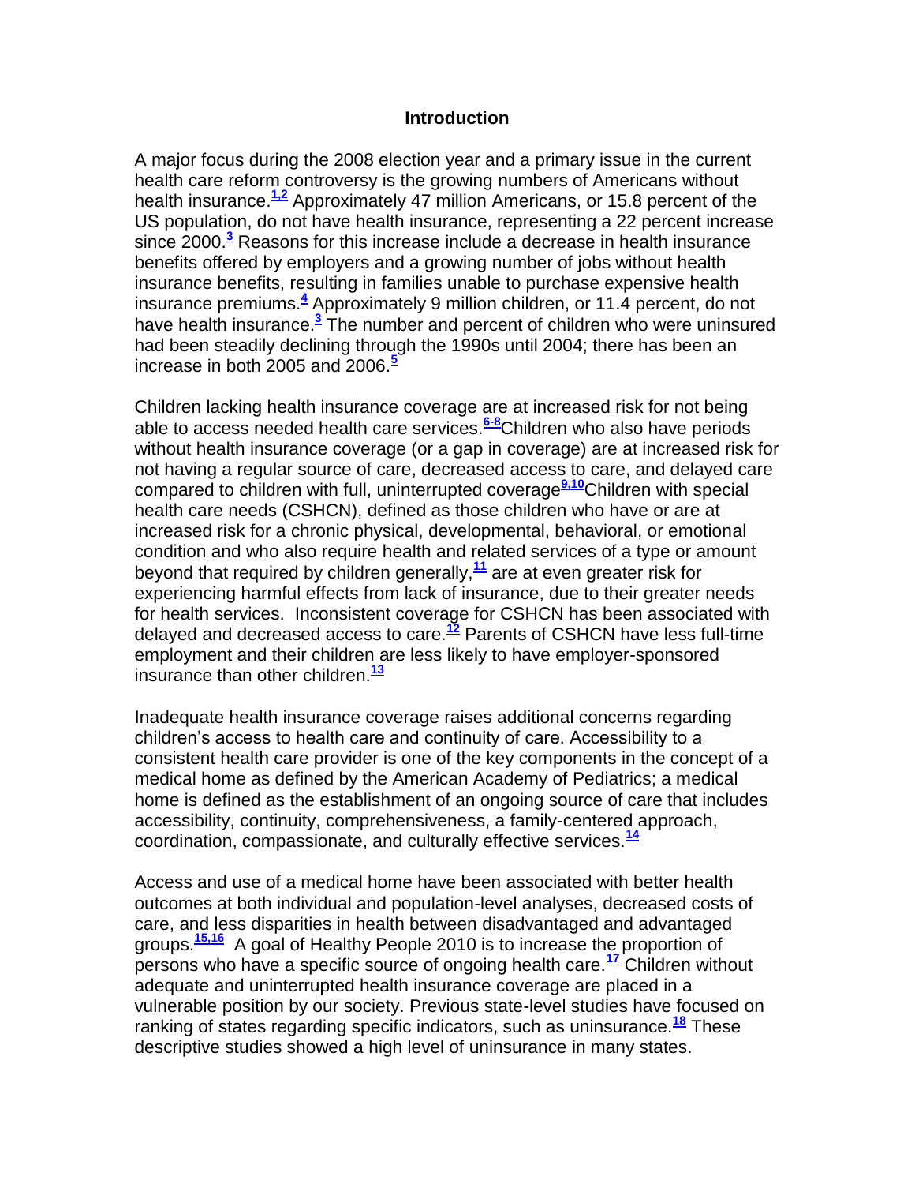## Introduction

A major focus during the 2008 election year and a primary issue in the current health care reform controversy is the growing numbers of Americans without health insurance.[1,2] Approximately 47 million Americans, or 15.8 percent of the US population, do not have health insurance, representing a 22 percent increase since 2000.[3] Reasons for this increase include a decrease in health insurance benefits offered by employers and a growing number of jobs without health insurance benefits, resulting in families unable to purchase expensive health insurance premiums.[4] Approximately 9 million children, or 11.4 percent, do not have health insurance.[3] The number and percent of children who were uninsured had been steadily declining through the 1990s until 2004; there has been an increase in both 2005 and 2006.[5]

Children lacking health insurance coverage are at increased risk for not being able to access needed health care services.[6-8] Children who also have periods without health insurance coverage (or a gap in coverage) are at increased risk for not having a regular source of care, decreased access to care, and delayed care compared to children with full, uninterrupted coverage[9,10] Children with special health care needs (CSHCN), defined as those children who have or are at increased risk for a chronic physical, developmental, behavioral, or emotional condition and who also require health and related services of a type or amount beyond that required by children generally,[11] are at even greater risk for experiencing harmful effects from lack of insurance, due to their greater needs for health services. Inconsistent coverage for CSHCN has been associated with delayed and decreased access to care.[12] Parents of CSHCN have less full-time employment and their children are less likely to have employer-sponsored insurance than other children.[13]

Inadequate health insurance coverage raises additional concerns regarding children's access to health care and continuity of care. Accessibility to a consistent health care provider is one of the key components in the concept of a medical home as defined by the American Academy of Pediatrics; a medical home is defined as the establishment of an ongoing source of care that includes accessibility, continuity, comprehensiveness, a family-centered approach, coordination, compassionate, and culturally effective services.[14]

Access and use of a medical home have been associated with better health outcomes at both individual and population-level analyses, decreased costs of care, and less disparities in health between disadvantaged and advantaged groups.[15,16] A goal of Healthy People 2010 is to increase the proportion of persons who have a specific source of ongoing health care.[17] Children without adequate and uninterrupted health insurance coverage are placed in a vulnerable position by our society. Previous state-level studies have focused on ranking of states regarding specific indicators, such as uninsurance.[18] These descriptive studies showed a high level of uninsurance in many states.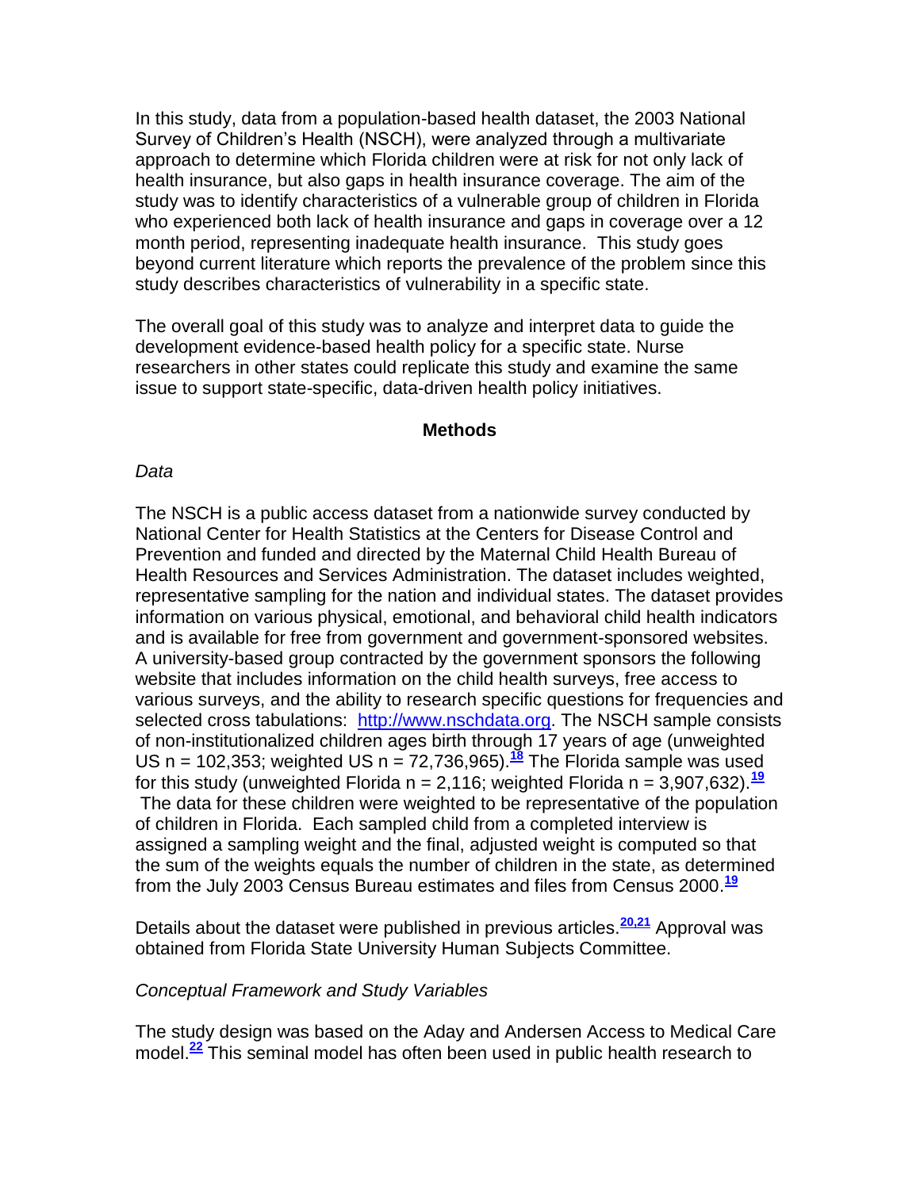In this study, data from a population-based health dataset, the 2003 National Survey of Children's Health (NSCH), were analyzed through a multivariate approach to determine which Florida children were at risk for not only lack of health insurance, but also gaps in health insurance coverage. The aim of the study was to identify characteristics of a vulnerable group of children in Florida who experienced both lack of health insurance and gaps in coverage over a 12 month period, representing inadequate health insurance. This study goes beyond current literature which reports the prevalence of the problem since this study describes characteristics of vulnerability in a specific state.

The overall goal of this study was to analyze and interpret data to guide the development evidence-based health policy for a specific state. Nurse researchers in other states could replicate this study and examine the same issue to support state-specific, data-driven health policy initiatives.

## Methods

*Data*

The NSCH is a public access dataset from a nationwide survey conducted by National Center for Health Statistics at the Centers for Disease Control and Prevention and funded and directed by the Maternal Child Health Bureau of Health Resources and Services Administration. The dataset includes weighted, representative sampling for the nation and individual states. The dataset provides information on various physical, emotional, and behavioral child health indicators and is available for free from government and government-sponsored websites. A university-based group contracted by the government sponsors the following website that includes information on the child health surveys, free access to various surveys, and the ability to research specific questions for frequencies and selected cross tabulations: http://www.nschdata.org. The NSCH sample consists of non-institutionalized children ages birth through 17 years of age (unweighted US n = 102,353; weighted US n = 72,736,965).[18] The Florida sample was used for this study (unweighted Florida n = 2,116; weighted Florida n = 3,907,632).[19] The data for these children were weighted to be representative of the population of children in Florida. Each sampled child from a completed interview is assigned a sampling weight and the final, adjusted weight is computed so that the sum of the weights equals the number of children in the state, as determined from the July 2003 Census Bureau estimates and files from Census 2000.[19]

Details about the dataset were published in previous articles.[20,21] Approval was obtained from Florida State University Human Subjects Committee.

*Conceptual Framework and Study Variables*

The study design was based on the Aday and Andersen Access to Medical Care model.[22] This seminal model has often been used in public health research to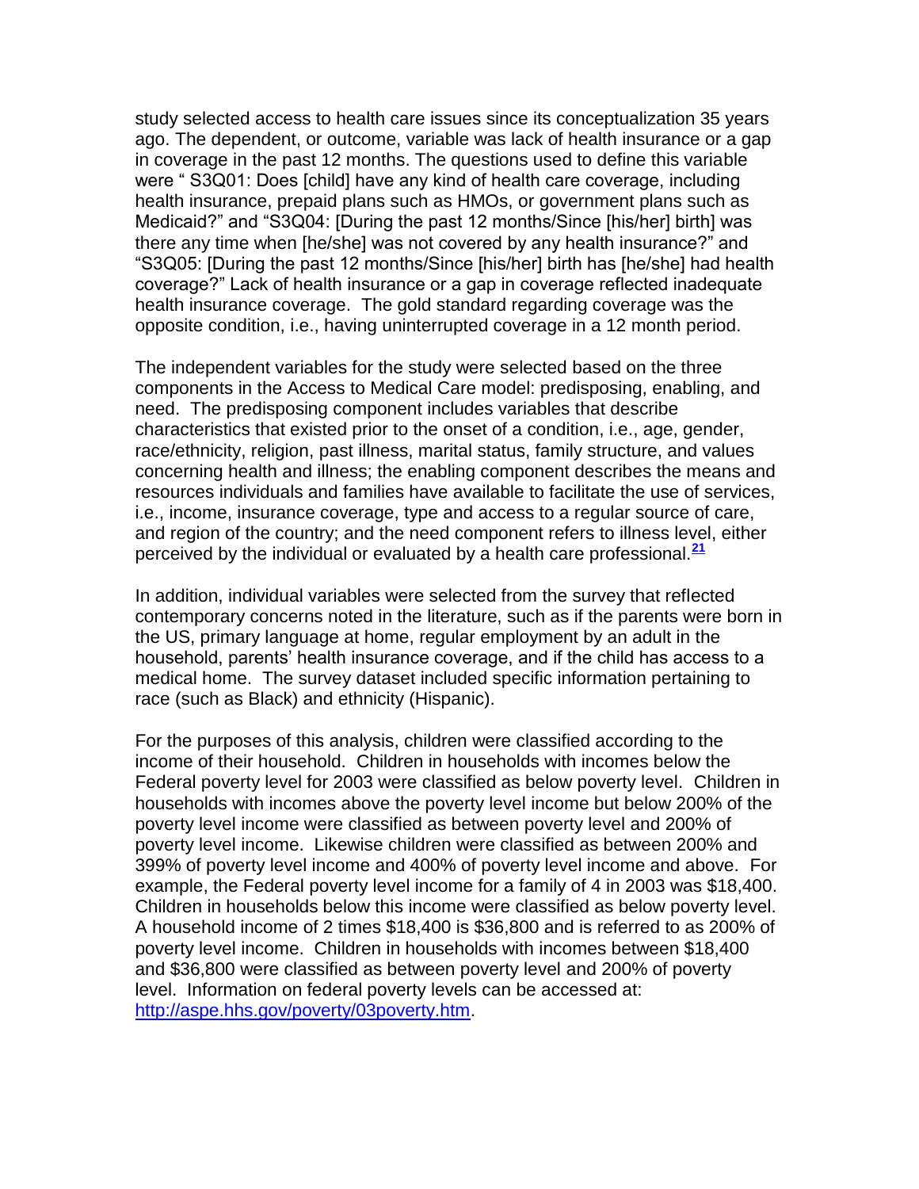study selected access to health care issues since its conceptualization 35 years ago. The dependent, or outcome, variable was lack of health insurance or a gap in coverage in the past 12 months. The questions used to define this variable were " S3Q01: Does [child] have any kind of health care coverage, including health insurance, prepaid plans such as HMOs, or government plans such as Medicaid?" and "S3Q04: [During the past 12 months/Since [his/her] birth] was there any time when [he/she] was not covered by any health insurance?" and "S3Q05: [During the past 12 months/Since [his/her] birth has [he/she] had health coverage?" Lack of health insurance or a gap in coverage reflected inadequate health insurance coverage. The gold standard regarding coverage was the opposite condition, i.e., having uninterrupted coverage in a 12 month period.

The independent variables for the study were selected based on the three components in the Access to Medical Care model: predisposing, enabling, and need. The predisposing component includes variables that describe characteristics that existed prior to the onset of a condition, i.e., age, gender, race/ethnicity, religion, past illness, marital status, family structure, and values concerning health and illness; the enabling component describes the means and resources individuals and families have available to facilitate the use of services, i.e., income, insurance coverage, type and access to a regular source of care, and region of the country; and the need component refers to illness level, either perceived by the individual or evaluated by a health care professional.[21]

In addition, individual variables were selected from the survey that reflected contemporary concerns noted in the literature, such as if the parents were born in the US, primary language at home, regular employment by an adult in the household, parents' health insurance coverage, and if the child has access to a medical home. The survey dataset included specific information pertaining to race (such as Black) and ethnicity (Hispanic).

For the purposes of this analysis, children were classified according to the income of their household. Children in households with incomes below the Federal poverty level for 2003 were classified as below poverty level. Children in households with incomes above the poverty level income but below 200% of the poverty level income were classified as between poverty level and 200% of poverty level income. Likewise children were classified as between 200% and 399% of poverty level income and 400% of poverty level income and above. For example, the Federal poverty level income for a family of 4 in 2003 was $18,400. Children in households below this income were classified as below poverty level. A household income of 2 times $18,400 is $36,800 and is referred to as 200% of poverty level income. Children in households with incomes between $18,400 and $36,800 were classified as between poverty level and 200% of poverty level. Information on federal poverty levels can be accessed at: http://aspe.hhs.gov/poverty/03poverty.htm.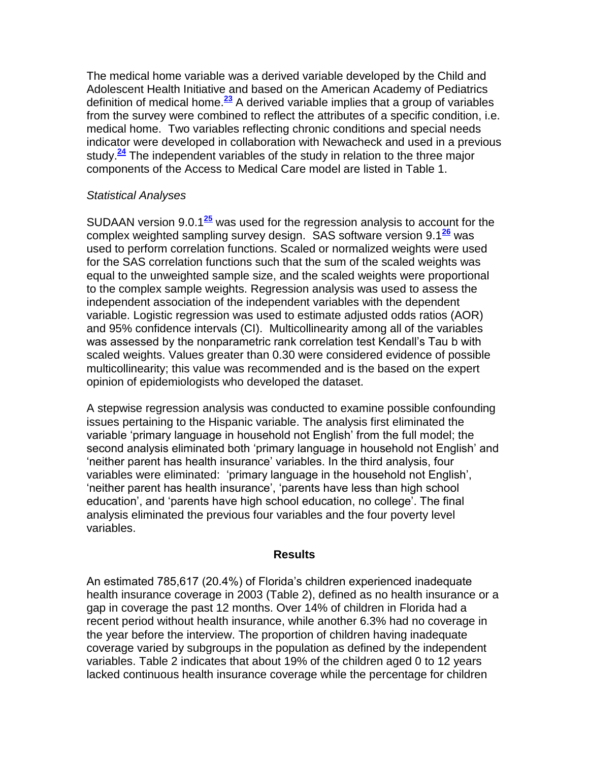The medical home variable was a derived variable developed by the Child and Adolescent Health Initiative and based on the American Academy of Pediatrics definition of medical home.[23] A derived variable implies that a group of variables from the survey were combined to reflect the attributes of a specific condition, i.e. medical home. Two variables reflecting chronic conditions and special needs indicator were developed in collaboration with Newacheck and used in a previous study.[24] The independent variables of the study in relation to the three major components of the Access to Medical Care model are listed in Table 1.

*Statistical Analyses*

SUDAAN version 9.0.1[25] was used for the regression analysis to account for the complex weighted sampling survey design. SAS software version 9.1[26] was used to perform correlation functions. Scaled or normalized weights were used for the SAS correlation functions such that the sum of the scaled weights was equal to the unweighted sample size, and the scaled weights were proportional to the complex sample weights. Regression analysis was used to assess the independent association of the independent variables with the dependent variable. Logistic regression was used to estimate adjusted odds ratios (AOR) and 95% confidence intervals (CI). Multicollinearity among all of the variables was assessed by the nonparametric rank correlation test Kendall's Tau b with scaled weights. Values greater than 0.30 were considered evidence of possible multicollinearity; this value was recommended and is the based on the expert opinion of epidemiologists who developed the dataset.

A stepwise regression analysis was conducted to examine possible confounding issues pertaining to the Hispanic variable. The analysis first eliminated the variable 'primary language in household not English' from the full model; the second analysis eliminated both 'primary language in household not English' and 'neither parent has health insurance' variables. In the third analysis, four variables were eliminated: 'primary language in the household not English', 'neither parent has health insurance', 'parents have less than high school education', and 'parents have high school education, no college'. The final analysis eliminated the previous four variables and the four poverty level variables.

## Results

An estimated 785,617 (20.4%) of Florida's children experienced inadequate health insurance coverage in 2003 (Table 2), defined as no health insurance or a gap in coverage the past 12 months. Over 14% of children in Florida had a recent period without health insurance, while another 6.3% had no coverage in the year before the interview. The proportion of children having inadequate coverage varied by subgroups in the population as defined by the independent variables. Table 2 indicates that about 19% of the children aged 0 to 12 years lacked continuous health insurance coverage while the percentage for children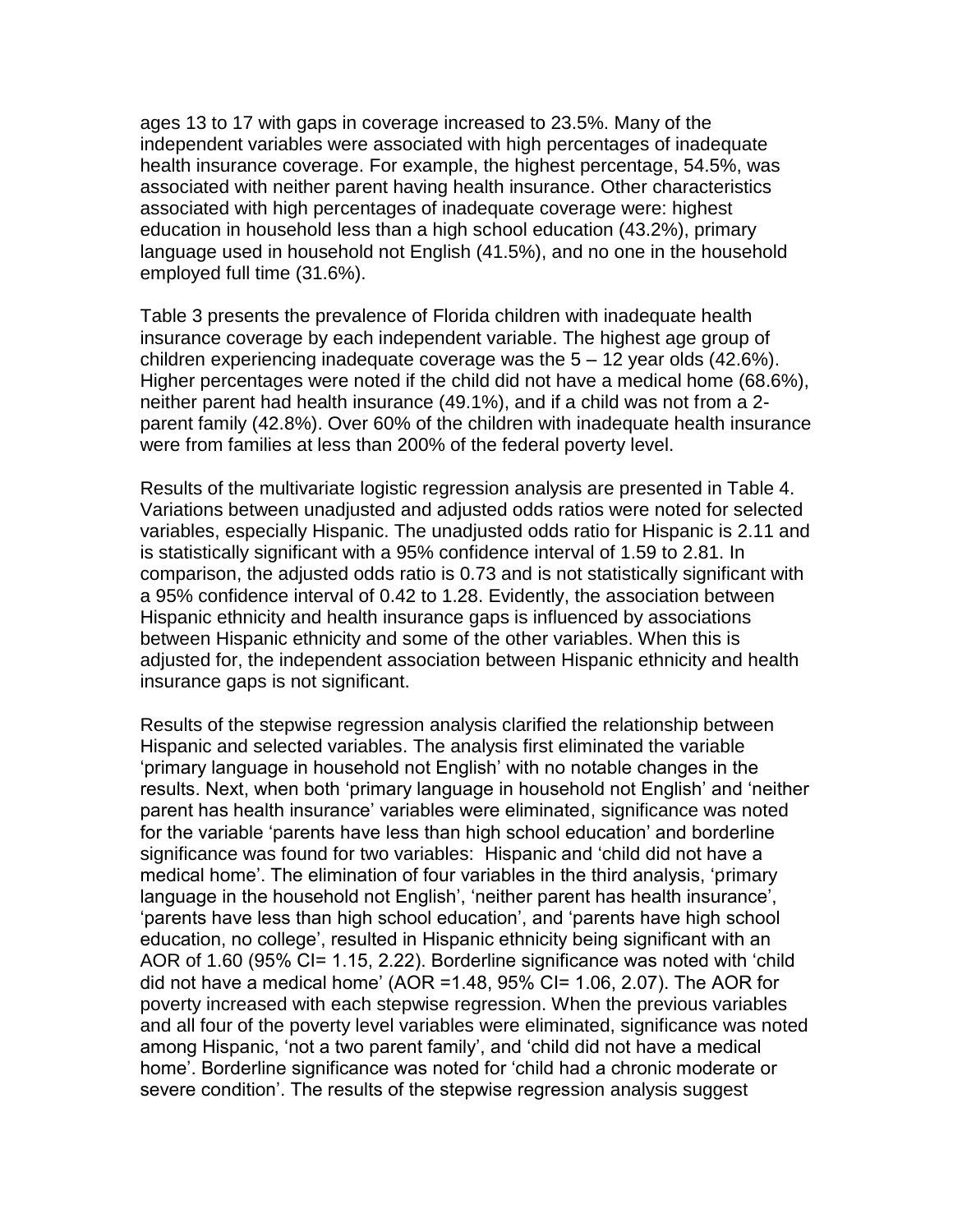ages 13 to 17 with gaps in coverage increased to 23.5%. Many of the independent variables were associated with high percentages of inadequate health insurance coverage. For example, the highest percentage, 54.5%, was associated with neither parent having health insurance. Other characteristics associated with high percentages of inadequate coverage were: highest education in household less than a high school education (43.2%), primary language used in household not English (41.5%), and no one in the household employed full time (31.6%).

Table 3 presents the prevalence of Florida children with inadequate health insurance coverage by each independent variable. The highest age group of children experiencing inadequate coverage was the 5 – 12 year olds (42.6%). Higher percentages were noted if the child did not have a medical home (68.6%), neither parent had health insurance (49.1%), and if a child was not from a 2-parent family (42.8%). Over 60% of the children with inadequate health insurance were from families at less than 200% of the federal poverty level.

Results of the multivariate logistic regression analysis are presented in Table 4. Variations between unadjusted and adjusted odds ratios were noted for selected variables, especially Hispanic. The unadjusted odds ratio for Hispanic is 2.11 and is statistically significant with a 95% confidence interval of 1.59 to 2.81. In comparison, the adjusted odds ratio is 0.73 and is not statistically significant with a 95% confidence interval of 0.42 to 1.28. Evidently, the association between Hispanic ethnicity and health insurance gaps is influenced by associations between Hispanic ethnicity and some of the other variables. When this is adjusted for, the independent association between Hispanic ethnicity and health insurance gaps is not significant.

Results of the stepwise regression analysis clarified the relationship between Hispanic and selected variables. The analysis first eliminated the variable 'primary language in household not English' with no notable changes in the results. Next, when both 'primary language in household not English' and 'neither parent has health insurance' variables were eliminated, significance was noted for the variable 'parents have less than high school education' and borderline significance was found for two variables: Hispanic and 'child did not have a medical home'. The elimination of four variables in the third analysis, 'primary language in the household not English', 'neither parent has health insurance', 'parents have less than high school education', and 'parents have high school education, no college', resulted in Hispanic ethnicity being significant with an AOR of 1.60 (95% CI= 1.15, 2.22). Borderline significance was noted with 'child did not have a medical home' (AOR =1.48, 95% CI= 1.06, 2.07). The AOR for poverty increased with each stepwise regression. When the previous variables and all four of the poverty level variables were eliminated, significance was noted among Hispanic, 'not a two parent family', and 'child did not have a medical home'. Borderline significance was noted for 'child had a chronic moderate or severe condition'. The results of the stepwise regression analysis suggest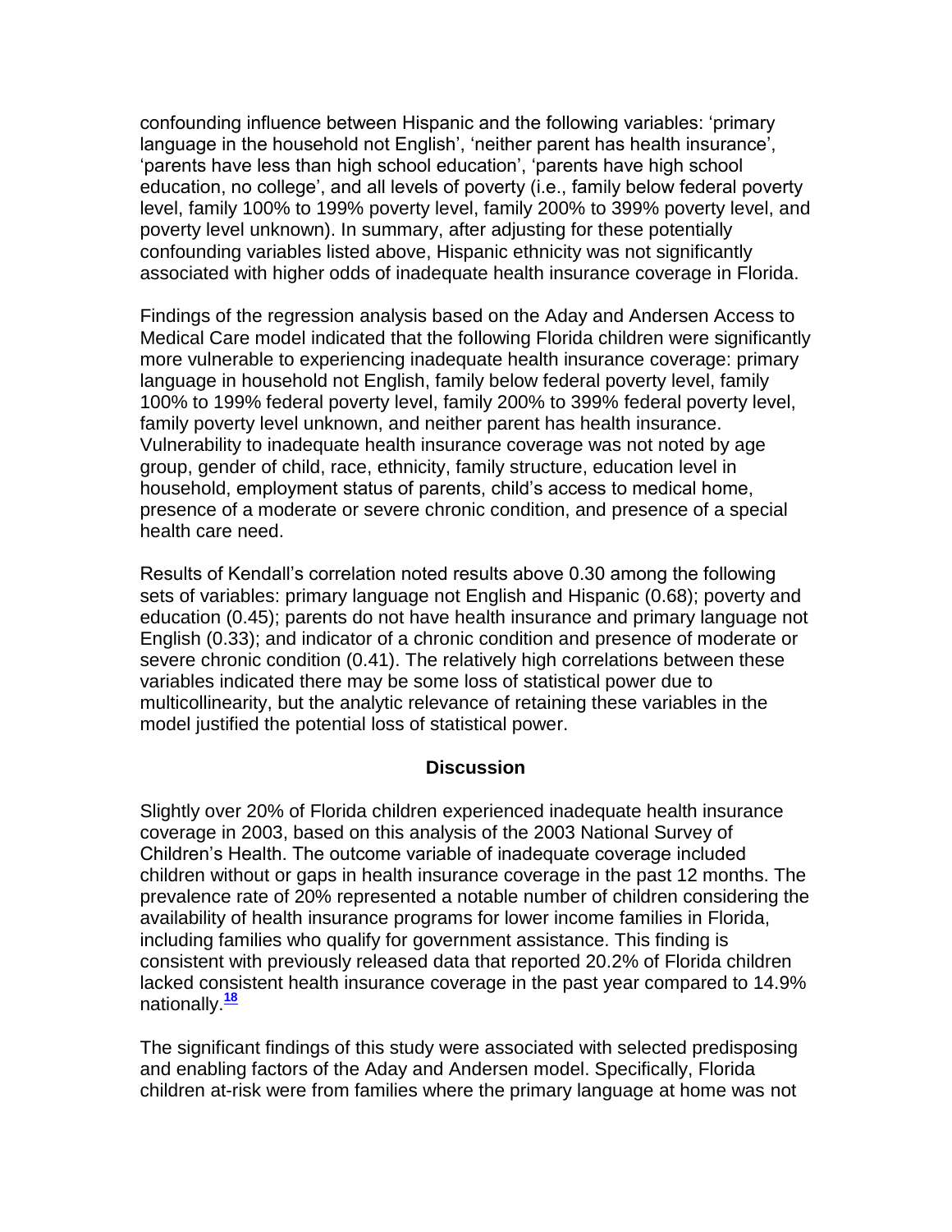confounding influence between Hispanic and the following variables: 'primary language in the household not English', 'neither parent has health insurance', 'parents have less than high school education', 'parents have high school education, no college', and all levels of poverty (i.e., family below federal poverty level, family 100% to 199% poverty level, family 200% to 399% poverty level, and poverty level unknown). In summary, after adjusting for these potentially confounding variables listed above, Hispanic ethnicity was not significantly associated with higher odds of inadequate health insurance coverage in Florida.

Findings of the regression analysis based on the Aday and Andersen Access to Medical Care model indicated that the following Florida children were significantly more vulnerable to experiencing inadequate health insurance coverage: primary language in household not English, family below federal poverty level, family 100% to 199% federal poverty level, family 200% to 399% federal poverty level, family poverty level unknown, and neither parent has health insurance. Vulnerability to inadequate health insurance coverage was not noted by age group, gender of child, race, ethnicity, family structure, education level in household, employment status of parents, child's access to medical home, presence of a moderate or severe chronic condition, and presence of a special health care need.

Results of Kendall's correlation noted results above 0.30 among the following sets of variables: primary language not English and Hispanic (0.68); poverty and education (0.45); parents do not have health insurance and primary language not English (0.33); and indicator of a chronic condition and presence of moderate or severe chronic condition (0.41). The relatively high correlations between these variables indicated there may be some loss of statistical power due to multicollinearity, but the analytic relevance of retaining these variables in the model justified the potential loss of statistical power.

## Discussion

Slightly over 20% of Florida children experienced inadequate health insurance coverage in 2003, based on this analysis of the 2003 National Survey of Children's Health. The outcome variable of inadequate coverage included children without or gaps in health insurance coverage in the past 12 months. The prevalence rate of 20% represented a notable number of children considering the availability of health insurance programs for lower income families in Florida, including families who qualify for government assistance. This finding is consistent with previously released data that reported 20.2% of Florida children lacked consistent health insurance coverage in the past year compared to 14.9% nationally.[18]

The significant findings of this study were associated with selected predisposing and enabling factors of the Aday and Andersen model. Specifically, Florida children at-risk were from families where the primary language at home was not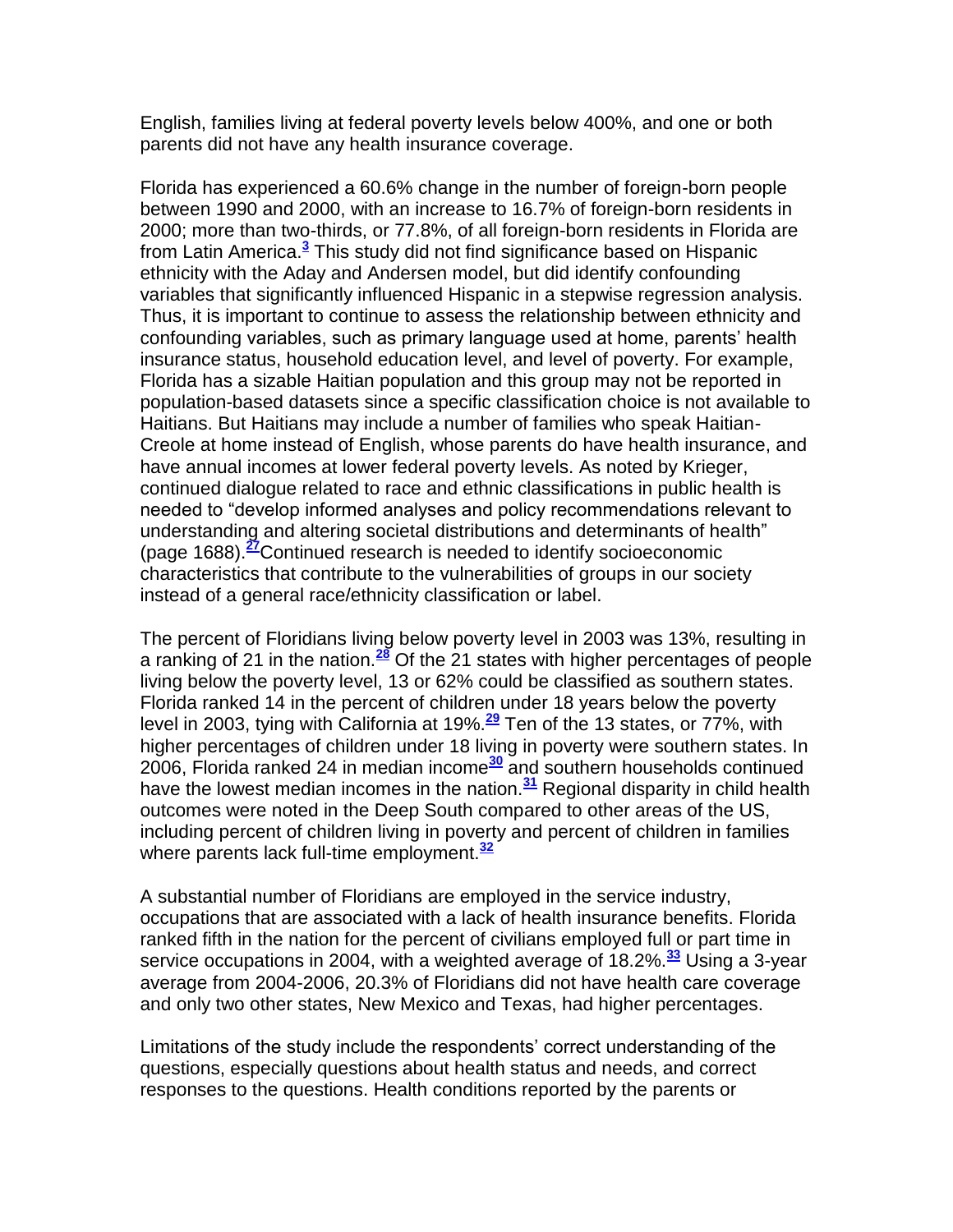English, families living at federal poverty levels below 400%, and one or both parents did not have any health insurance coverage.

Florida has experienced a 60.6% change in the number of foreign-born people between 1990 and 2000, with an increase to 16.7% of foreign-born residents in 2000; more than two-thirds, or 77.8%, of all foreign-born residents in Florida are from Latin America.[3] This study did not find significance based on Hispanic ethnicity with the Aday and Andersen model, but did identify confounding variables that significantly influenced Hispanic in a stepwise regression analysis. Thus, it is important to continue to assess the relationship between ethnicity and confounding variables, such as primary language used at home, parents' health insurance status, household education level, and level of poverty. For example, Florida has a sizable Haitian population and this group may not be reported in population-based datasets since a specific classification choice is not available to Haitians. But Haitians may include a number of families who speak Haitian-Creole at home instead of English, whose parents do have health insurance, and have annual incomes at lower federal poverty levels. As noted by Krieger, continued dialogue related to race and ethnic classifications in public health is needed to "develop informed analyses and policy recommendations relevant to understanding and altering societal distributions and determinants of health" (page 1688).[27]Continued research is needed to identify socioeconomic characteristics that contribute to the vulnerabilities of groups in our society instead of a general race/ethnicity classification or label.

The percent of Floridians living below poverty level in 2003 was 13%, resulting in a ranking of 21 in the nation.[28] Of the 21 states with higher percentages of people living below the poverty level, 13 or 62% could be classified as southern states. Florida ranked 14 in the percent of children under 18 years below the poverty level in 2003, tying with California at 19%.[29] Ten of the 13 states, or 77%, with higher percentages of children under 18 living in poverty were southern states. In 2006, Florida ranked 24 in median income[30] and southern households continued have the lowest median incomes in the nation.[31] Regional disparity in child health outcomes were noted in the Deep South compared to other areas of the US, including percent of children living in poverty and percent of children in families where parents lack full-time employment.[32]

A substantial number of Floridians are employed in the service industry, occupations that are associated with a lack of health insurance benefits. Florida ranked fifth in the nation for the percent of civilians employed full or part time in service occupations in 2004, with a weighted average of 18.2%.[33] Using a 3-year average from 2004-2006, 20.3% of Floridians did not have health care coverage and only two other states, New Mexico and Texas, had higher percentages.

Limitations of the study include the respondents' correct understanding of the questions, especially questions about health status and needs, and correct responses to the questions. Health conditions reported by the parents or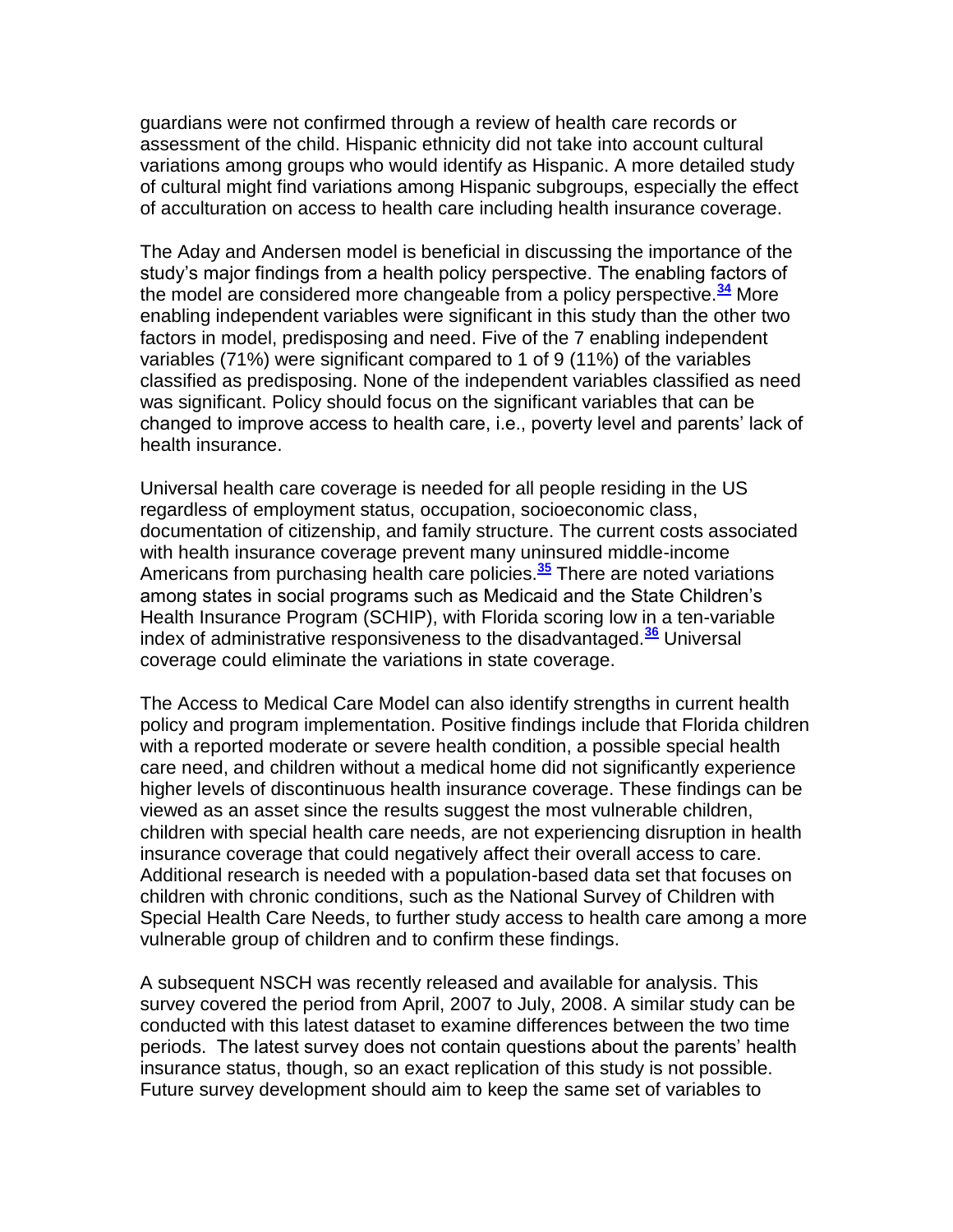guardians were not confirmed through a review of health care records or assessment of the child. Hispanic ethnicity did not take into account cultural variations among groups who would identify as Hispanic. A more detailed study of cultural might find variations among Hispanic subgroups, especially the effect of acculturation on access to health care including health insurance coverage.

The Aday and Andersen model is beneficial in discussing the importance of the study's major findings from a health policy perspective. The enabling factors of the model are considered more changeable from a policy perspective.[34] More enabling independent variables were significant in this study than the other two factors in model, predisposing and need. Five of the 7 enabling independent variables (71%) were significant compared to 1 of 9 (11%) of the variables classified as predisposing. None of the independent variables classified as need was significant. Policy should focus on the significant variables that can be changed to improve access to health care, i.e., poverty level and parents' lack of health insurance.

Universal health care coverage is needed for all people residing in the US regardless of employment status, occupation, socioeconomic class, documentation of citizenship, and family structure. The current costs associated with health insurance coverage prevent many uninsured middle-income Americans from purchasing health care policies.[35] There are noted variations among states in social programs such as Medicaid and the State Children's Health Insurance Program (SCHIP), with Florida scoring low in a ten-variable index of administrative responsiveness to the disadvantaged.[36] Universal coverage could eliminate the variations in state coverage.

The Access to Medical Care Model can also identify strengths in current health policy and program implementation. Positive findings include that Florida children with a reported moderate or severe health condition, a possible special health care need, and children without a medical home did not significantly experience higher levels of discontinuous health insurance coverage. These findings can be viewed as an asset since the results suggest the most vulnerable children, children with special health care needs, are not experiencing disruption in health insurance coverage that could negatively affect their overall access to care. Additional research is needed with a population-based data set that focuses on children with chronic conditions, such as the National Survey of Children with Special Health Care Needs, to further study access to health care among a more vulnerable group of children and to confirm these findings.

A subsequent NSCH was recently released and available for analysis. This survey covered the period from April, 2007 to July, 2008. A similar study can be conducted with this latest dataset to examine differences between the two time periods. The latest survey does not contain questions about the parents' health insurance status, though, so an exact replication of this study is not possible. Future survey development should aim to keep the same set of variables to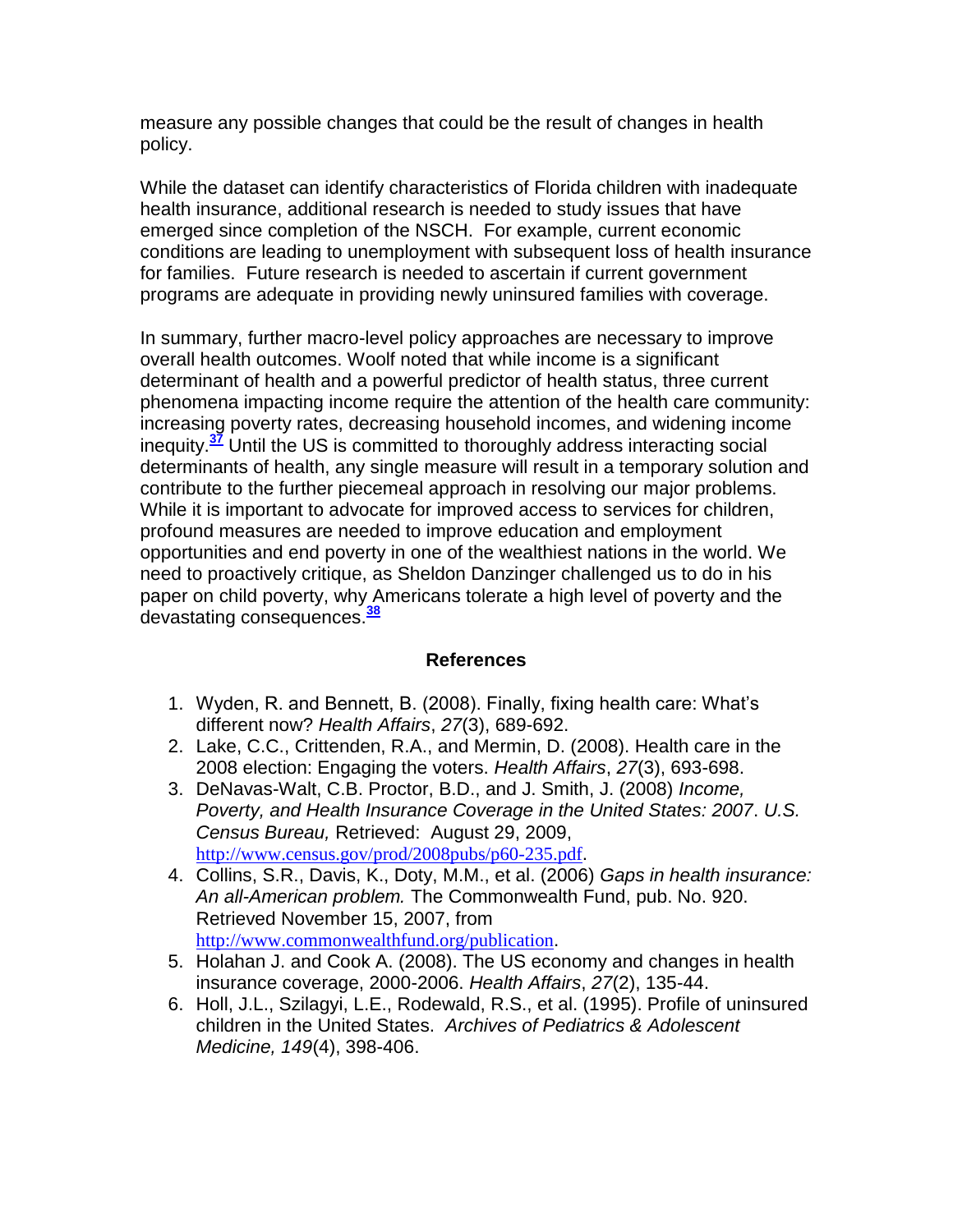measure any possible changes that could be the result of changes in health policy.

While the dataset can identify characteristics of Florida children with inadequate health insurance, additional research is needed to study issues that have emerged since completion of the NSCH. For example, current economic conditions are leading to unemployment with subsequent loss of health insurance for families. Future research is needed to ascertain if current government programs are adequate in providing newly uninsured families with coverage.

In summary, further macro-level policy approaches are necessary to improve overall health outcomes. Woolf noted that while income is a significant determinant of health and a powerful predictor of health status, three current phenomena impacting income require the attention of the health care community: increasing poverty rates, decreasing household incomes, and widening income inequity.[37] Until the US is committed to thoroughly address interacting social determinants of health, any single measure will result in a temporary solution and contribute to the further piecemeal approach in resolving our major problems. While it is important to advocate for improved access to services for children, profound measures are needed to improve education and employment opportunities and end poverty in one of the wealthiest nations in the world. We need to proactively critique, as Sheldon Danzinger challenged us to do in his paper on child poverty, why Americans tolerate a high level of poverty and the devastating consequences.[38]

## References

1. Wyden, R. and Bennett, B. (2008). Finally, fixing health care: What's different now? *Health Affairs*, *27*(3), 689-692.
2. Lake, C.C., Crittenden, R.A., and Mermin, D. (2008). Health care in the 2008 election: Engaging the voters. *Health Affairs*, *27*(3), 693-698.
3. DeNavas-Walt, C.B. Proctor, B.D., and J. Smith, J. (2008) *Income, Poverty, and Health Insurance Coverage in the United States: 2007*. *U.S. Census Bureau,* Retrieved: August 29, 2009, http://www.census.gov/prod/2008pubs/p60-235.pdf.
4. Collins, S.R., Davis, K., Doty, M.M., et al. (2006) *Gaps in health insurance: An all-American problem.* The Commonwealth Fund, pub. No. 920. Retrieved November 15, 2007, from http://www.commonwealthfund.org/publication.
5. Holahan J. and Cook A. (2008). The US economy and changes in health insurance coverage, 2000-2006. *Health Affairs*, *27*(2), 135-44.
6. Holl, J.L., Szilagyi, L.E., Rodewald, R.S., et al. (1995). Profile of uninsured children in the United States. *Archives of Pediatrics & Adolescent Medicine, 149*(4), 398-406.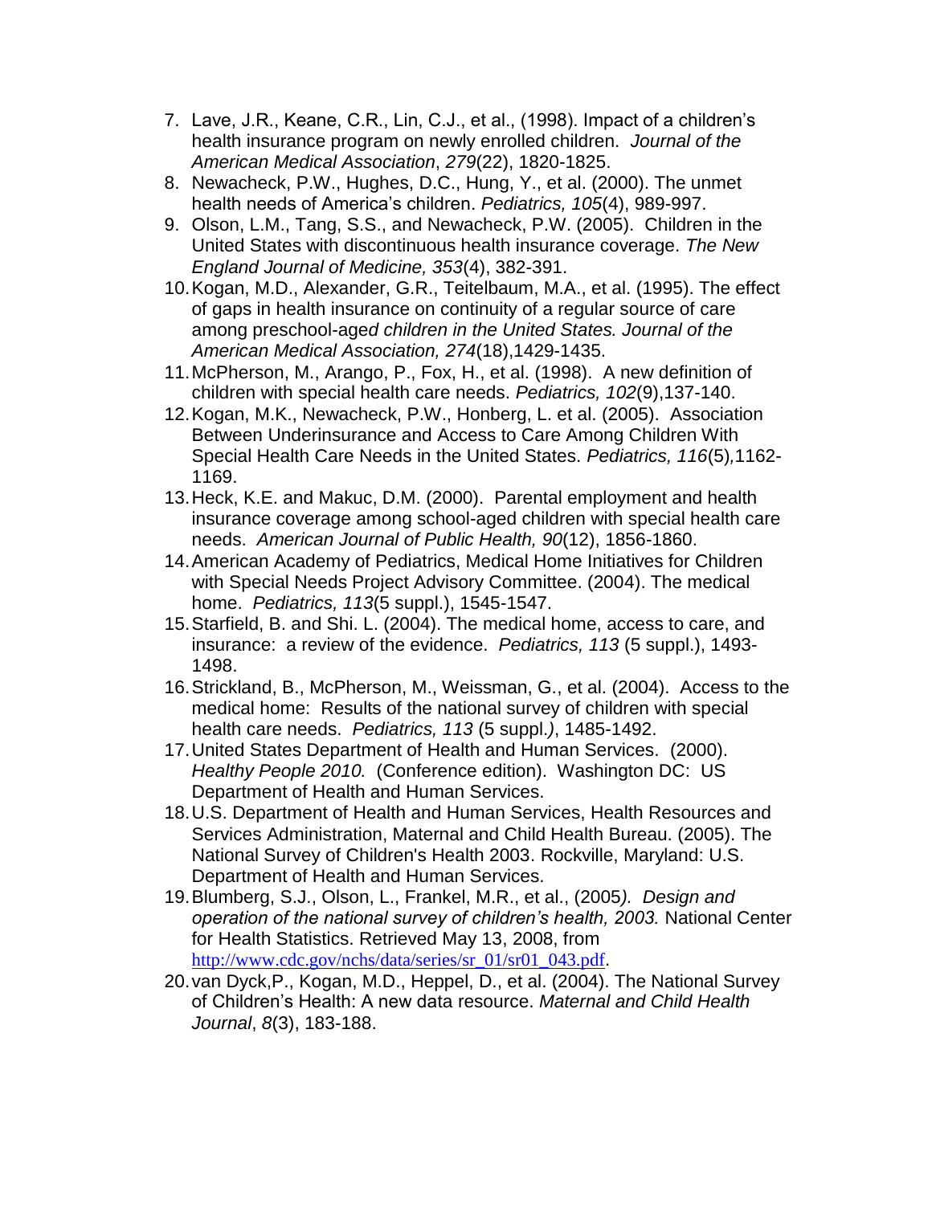7. Lave, J.R., Keane, C.R., Lin, C.J., et al., (1998). Impact of a children's health insurance program on newly enrolled children. *Journal of the American Medical Association*, *279*(22), 1820-1825.
8. Newacheck, P.W., Hughes, D.C., Hung, Y., et al. (2000). The unmet health needs of America's children. *Pediatrics, 105*(4), 989-997.
9. Olson, L.M., Tang, S.S., and Newacheck, P.W. (2005). Children in the United States with discontinuous health insurance coverage. *The New England Journal of Medicine, 353*(4), 382-391.
10. Kogan, M.D., Alexander, G.R., Teitelbaum, M.A., et al. (1995). The effect of gaps in health insurance on continuity of a regular source of care among preschool-age*d children in the United States. Journal of the American Medical Association, 274*(18),1429-1435.
11. McPherson, M., Arango, P., Fox, H., et al. (1998). A new definition of children with special health care needs. *Pediatrics, 102*(9),137-140.
12. Kogan, M.K., Newacheck, P.W., Honberg, L. et al. (2005). Association Between Underinsurance and Access to Care Among Children With Special Health Care Needs in the United States. *Pediatrics, 116*(5)*,*1162-1169.
13. Heck, K.E. and Makuc, D.M. (2000). Parental employment and health insurance coverage among school-aged children with special health care needs. *American Journal of Public Health, 90*(12), 1856-1860.
14. American Academy of Pediatrics, Medical Home Initiatives for Children with Special Needs Project Advisory Committee. (2004). The medical home. *Pediatrics, 113*(5 suppl.), 1545-1547.
15. Starfield, B. and Shi. L. (2004). The medical home, access to care, and insurance: a review of the evidence. *Pediatrics, 113* (5 suppl.), 1493-1498.
16. Strickland, B., McPherson, M., Weissman, G., et al. (2004). Access to the medical home: Results of the national survey of children with special health care needs. *Pediatrics, 113* (5 suppl.*)*, 1485-1492.
17. United States Department of Health and Human Services. (2000). *Healthy People 2010.* (Conference edition). Washington DC: US Department of Health and Human Services.
18. U.S. Department of Health and Human Services, Health Resources and Services Administration, Maternal and Child Health Bureau. (2005). The National Survey of Children's Health 2003. Rockville, Maryland: U.S. Department of Health and Human Services.
19. Blumberg, S.J., Olson, L., Frankel, M.R., et al., (2005*). Design and operation of the national survey of children's health, 2003.* National Center for Health Statistics. Retrieved May 13, 2008, from http://www.cdc.gov/nchs/data/series/sr_01/sr01_043.pdf.
20. van Dyck,P., Kogan, M.D., Heppel, D., et al. (2004). The National Survey of Children's Health: A new data resource. *Maternal and Child Health Journal*, *8*(3), 183-188.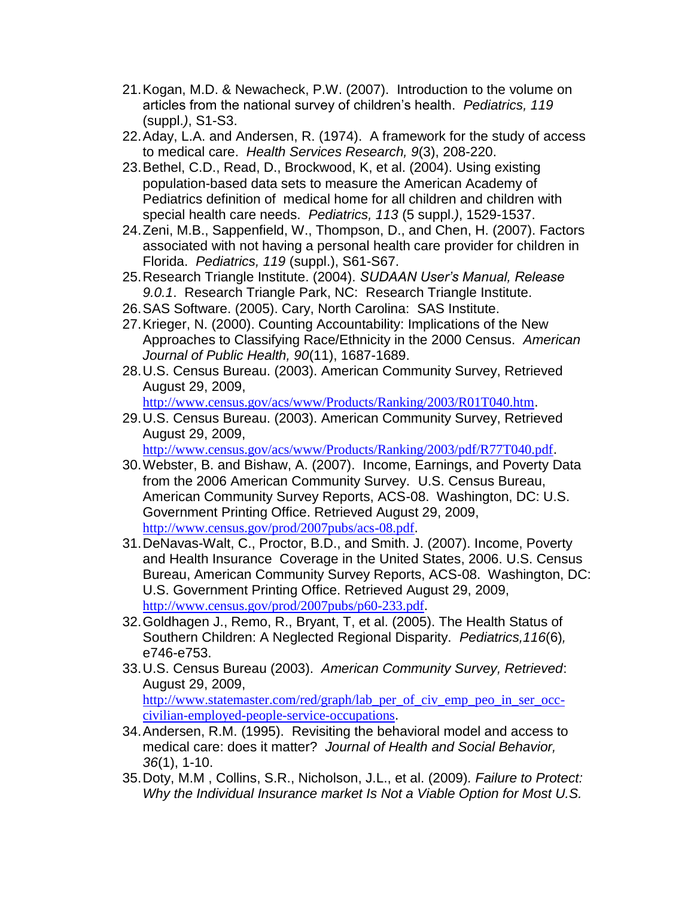21. Kogan, M.D. & Newacheck, P.W. (2007). Introduction to the volume on articles from the national survey of children's health. *Pediatrics, 119* (suppl.*)*, S1-S3.
22. Aday, L.A. and Andersen, R. (1974). A framework for the study of access to medical care. *Health Services Research, 9*(3), 208-220.
23. Bethel, C.D., Read, D., Brockwood, K, et al. (2004). Using existing population-based data sets to measure the American Academy of Pediatrics definition of medical home for all children and children with special health care needs. *Pediatrics, 113* (5 suppl.*)*, 1529-1537.
24. Zeni, M.B., Sappenfield, W., Thompson, D., and Chen, H. (2007). Factors associated with not having a personal health care provider for children in Florida. *Pediatrics, 119* (suppl.), S61-S67.
25. Research Triangle Institute. (2004). *SUDAAN User's Manual, Release 9.0.1*. Research Triangle Park, NC: Research Triangle Institute.
26. SAS Software. (2005). Cary, North Carolina: SAS Institute.
27. Krieger, N. (2000). Counting Accountability: Implications of the New Approaches to Classifying Race/Ethnicity in the 2000 Census. *American Journal of Public Health, 90*(11), 1687-1689.
28. U.S. Census Bureau. (2003). American Community Survey, Retrieved August 29, 2009, http://www.census.gov/acs/www/Products/Ranking/2003/R01T040.htm.
29. U.S. Census Bureau. (2003). American Community Survey, Retrieved August 29, 2009, http://www.census.gov/acs/www/Products/Ranking/2003/pdf/R77T040.pdf.
30. Webster, B. and Bishaw, A. (2007). Income, Earnings, and Poverty Data from the 2006 American Community Survey. U.S. Census Bureau, American Community Survey Reports, ACS-08. Washington, DC: U.S. Government Printing Office. Retrieved August 29, 2009, http://www.census.gov/prod/2007pubs/acs-08.pdf.
31. DeNavas-Walt, C., Proctor, B.D., and Smith. J. (2007). Income, Poverty and Health Insurance Coverage in the United States, 2006. U.S. Census Bureau, American Community Survey Reports, ACS-08. Washington, DC: U.S. Government Printing Office. Retrieved August 29, 2009, http://www.census.gov/prod/2007pubs/p60-233.pdf.
32. Goldhagen J., Remo, R., Bryant, T, et al. (2005). The Health Status of Southern Children: A Neglected Regional Disparity. *Pediatrics,116*(6)*,* e746-e753.
33. U.S. Census Bureau (2003). *American Community Survey, Retrieved*: August 29, 2009, http://www.statemaster.com/red/graph/lab_per_of_civ_emp_peo_in_ser_occ-civilian-employed-people-service-occupations.
34. Andersen, R.M. (1995). Revisiting the behavioral model and access to medical care: does it matter? *Journal of Health and Social Behavior, 36*(1), 1-10.
35. Doty, M.M , Collins, S.R., Nicholson, J.L., et al. (2009)*. Failure to Protect: Why the Individual Insurance market Is Not a Viable Option for Most U.S.*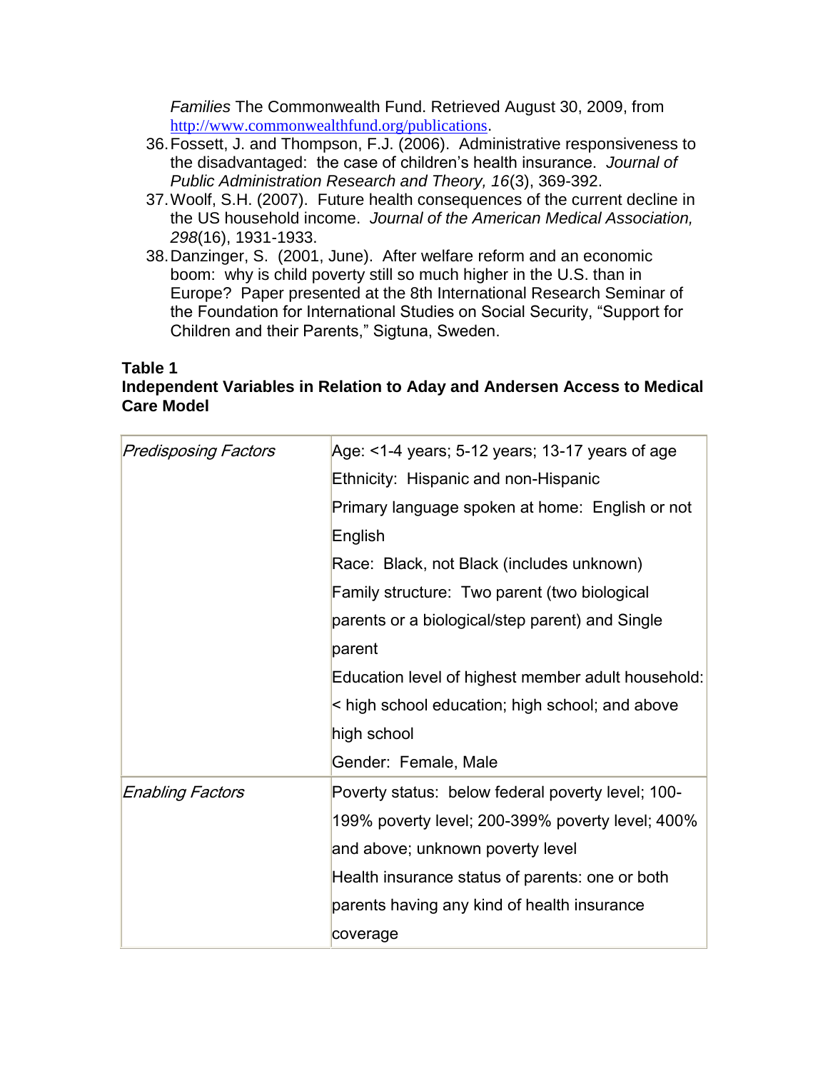*Families* The Commonwealth Fund. Retrieved August 30, 2009, from http://www.commonwealthfund.org/publications.

36. Fossett, J. and Thompson, F.J. (2006). Administrative responsiveness to the disadvantaged: the case of children's health insurance. *Journal of Public Administration Research and Theory, 16*(3), 369-392.
37. Woolf, S.H. (2007). Future health consequences of the current decline in the US household income. *Journal of the American Medical Association, 298*(16), 1931-1933.
38. Danzinger, S. (2001, June). After welfare reform and an economic boom: why is child poverty still so much higher in the U.S. than in Europe? Paper presented at the 8th International Research Seminar of the Foundation for International Studies on Social Security, "Support for Children and their Parents," Sigtuna, Sweden.

**Table 1**
**Independent Variables in Relation to Aday and Andersen Access to Medical Care Model**

| | |
|---|---|
| *Predisposing Factors* | Age: <1-4 years; 5-12 years; 13-17 years of age<br>Ethnicity: Hispanic and non-Hispanic<br>Primary language spoken at home: English or not English<br>Race: Black, not Black (includes unknown)<br>Family structure: Two parent (two biological parents or a biological/step parent) and Single parent<br>Education level of highest member adult household: < high school education; high school; and above high school<br>Gender: Female, Male |
| *Enabling Factors* | Poverty status: below federal poverty level; 100-199% poverty level; 200-399% poverty level; 400% and above; unknown poverty level<br>Health insurance status of parents: one or both parents having any kind of health insurance coverage |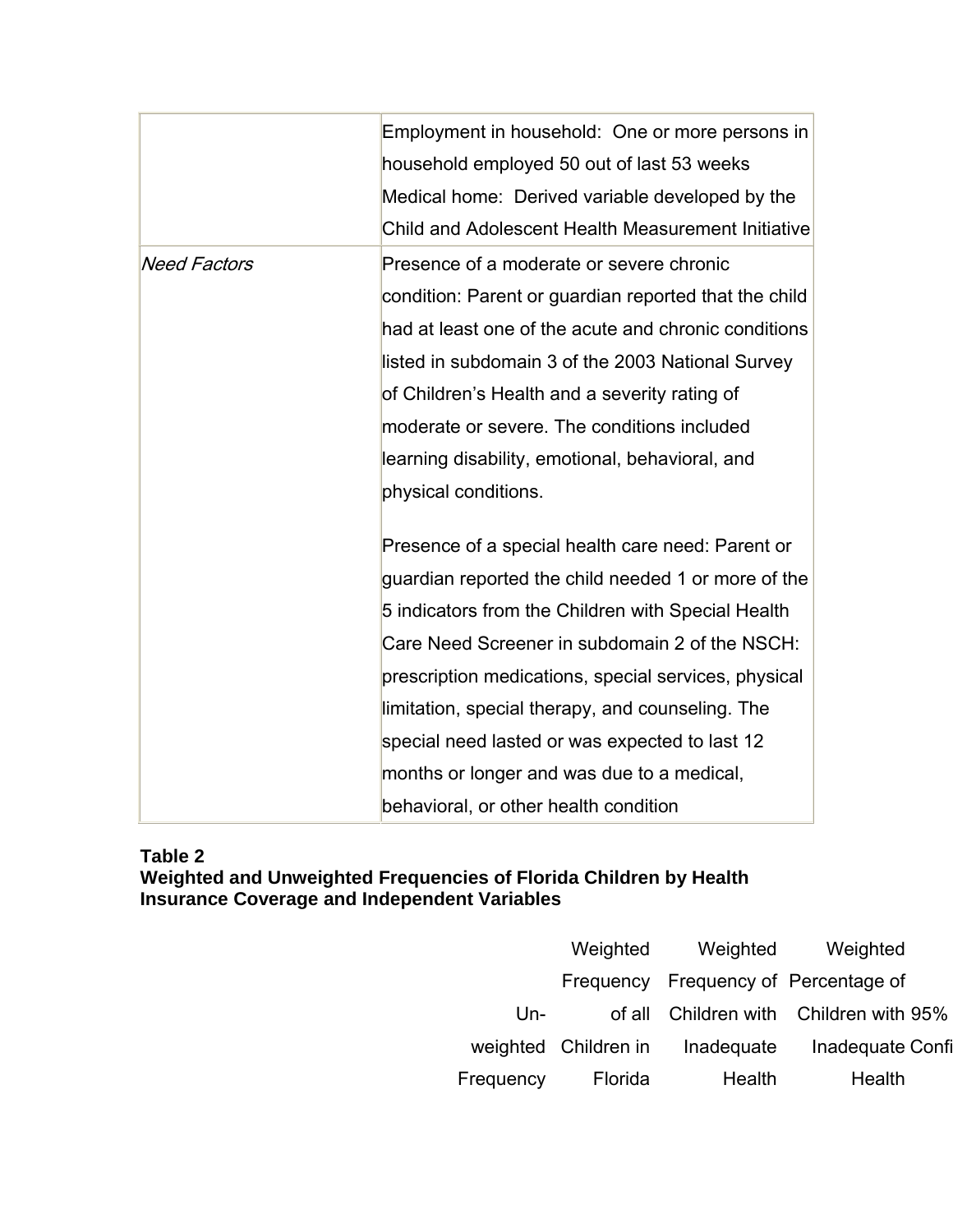| | |
|---|---|
| | Employment in household: One or more persons in household employed 50 out of last 53 weeks<br>Medical home: Derived variable developed by the Child and Adolescent Health Measurement Initiative |
| *Need Factors* | Presence of a moderate or severe chronic condition: Parent or guardian reported that the child had at least one of the acute and chronic conditions listed in subdomain 3 of the 2003 National Survey of Children's Health and a severity rating of moderate or severe. The conditions included learning disability, emotional, behavioral, and physical conditions.<br><br>Presence of a special health care need: Parent or guardian reported the child needed 1 or more of the 5 indicators from the Children with Special Health Care Need Screener in subdomain 2 of the NSCH: prescription medications, special services, physical limitation, special therapy, and counseling. The special need lasted or was expected to last 12 months or longer and was due to a medical, behavioral, or other health condition |

**Table 2**
**Weighted and Unweighted Frequencies of Florida Children by Health Insurance Coverage and Independent Variables**

| | Un-weighted Frequency | Weighted Frequency of all Children in Florida | Weighted Frequency of Children with Inadequate Health | Weighted Percentage of Children with Inadequate Health | 95% Confi |
|---|---|---|---|---|---|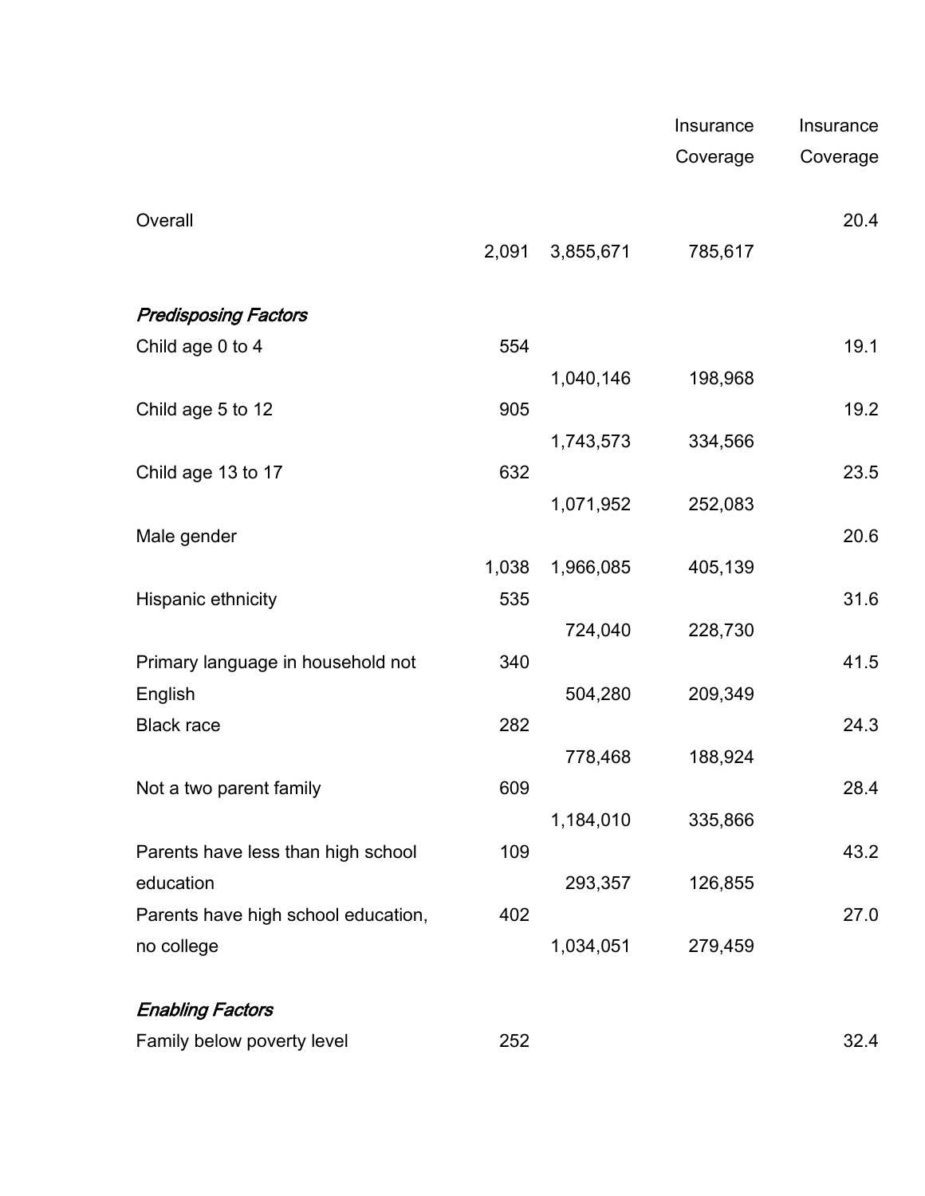| | | | Insurance Coverage | Insurance Coverage |
|---|---|---|---|---|
| Overall | 2,091 | 3,855,671 | 785,617 | 20.4 |
| *Predisposing Factors* | | | | |
| Child age 0 to 4 | 554 | 1,040,146 | 198,968 | 19.1 |
| Child age 5 to 12 | 905 | 1,743,573 | 334,566 | 19.2 |
| Child age 13 to 17 | 632 | 1,071,952 | 252,083 | 23.5 |
| Male gender | 1,038 | 1,966,085 | 405,139 | 20.6 |
| Hispanic ethnicity | 535 | 724,040 | 228,730 | 31.6 |
| Primary language in household not English | 340 | 504,280 | 209,349 | 41.5 |
| Black race | 282 | 778,468 | 188,924 | 24.3 |
| Not a two parent family | 609 | 1,184,010 | 335,866 | 28.4 |
| Parents have less than high school education | 109 | 293,357 | 126,855 | 43.2 |
| Parents have high school education, no college | 402 | 1,034,051 | 279,459 | 27.0 |
| *Enabling Factors* | | | | |
| Family below poverty level | 252 | | | 32.4 |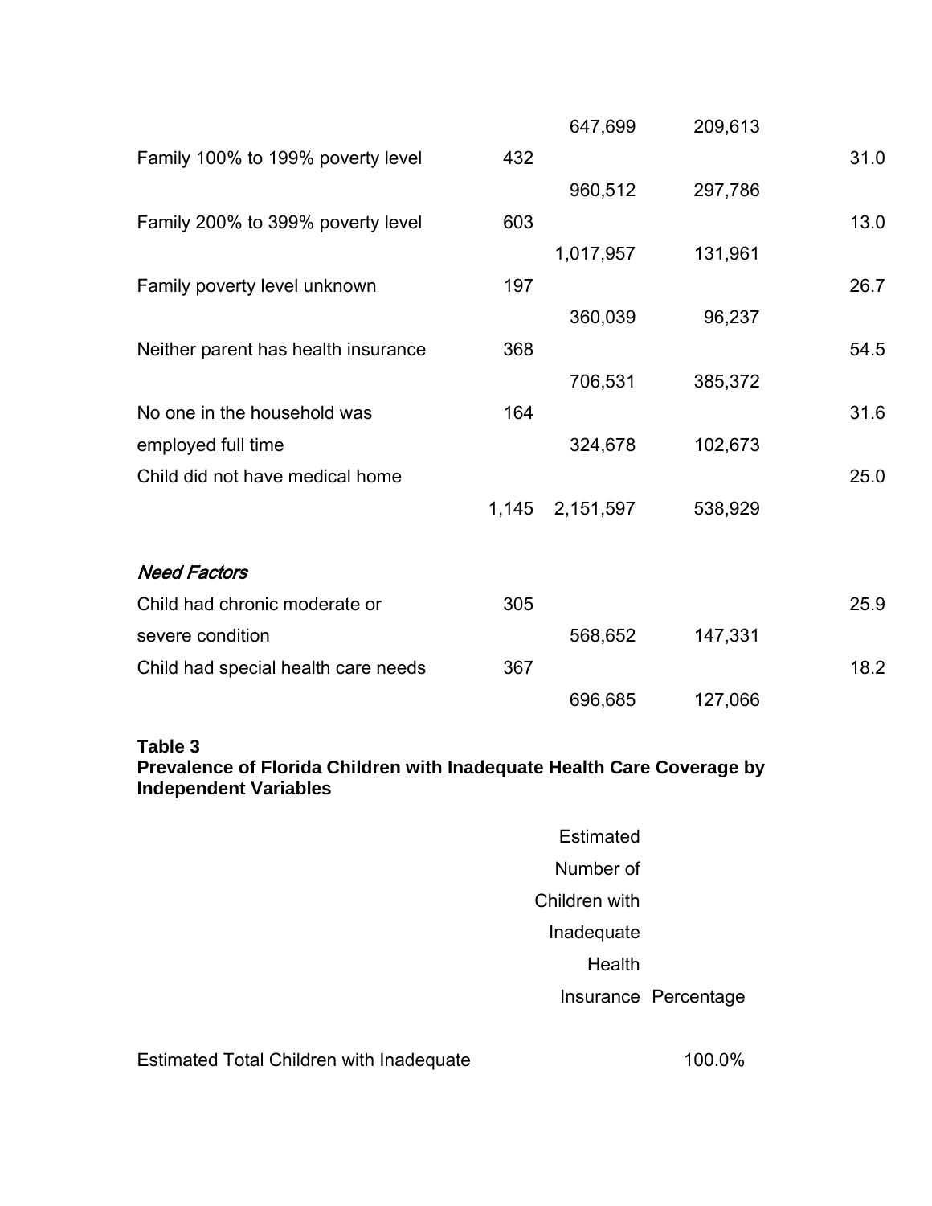| | | | | |
|---|---|---|---|---|
| | | 647,699 | 209,613 | |
| Family 100% to 199% poverty level | 432 | | | 31.0 |
| | | 960,512 | 297,786 | |
| Family 200% to 399% poverty level | 603 | | | 13.0 |
| | | 1,017,957 | 131,961 | |
| Family poverty level unknown | 197 | | | 26.7 |
| | | 360,039 | 96,237 | |
| Neither parent has health insurance | 368 | | | 54.5 |
| | | 706,531 | 385,372 | |
| No one in the household was | 164 | | | 31.6 |
| employed full time | | 324,678 | 102,673 | |
| Child did not have medical home | | | | 25.0 |
| | 1,145 | 2,151,597 | 538,929 | |
| | | | | |
| *Need Factors* | | | | |
| Child had chronic moderate or | 305 | | | 25.9 |
| severe condition | | 568,652 | 147,331 | |
| Child had special health care needs | 367 | | | 18.2 |
| | | 696,685 | 127,066 | |

**Table 3**
**Prevalence of Florida Children with Inadequate Health Care Coverage by Independent Variables**

| | Estimated Number of Children with Inadequate Health Insurance | Percentage |
|---|---|---|
| Estimated Total Children with Inadequate | | 100.0% |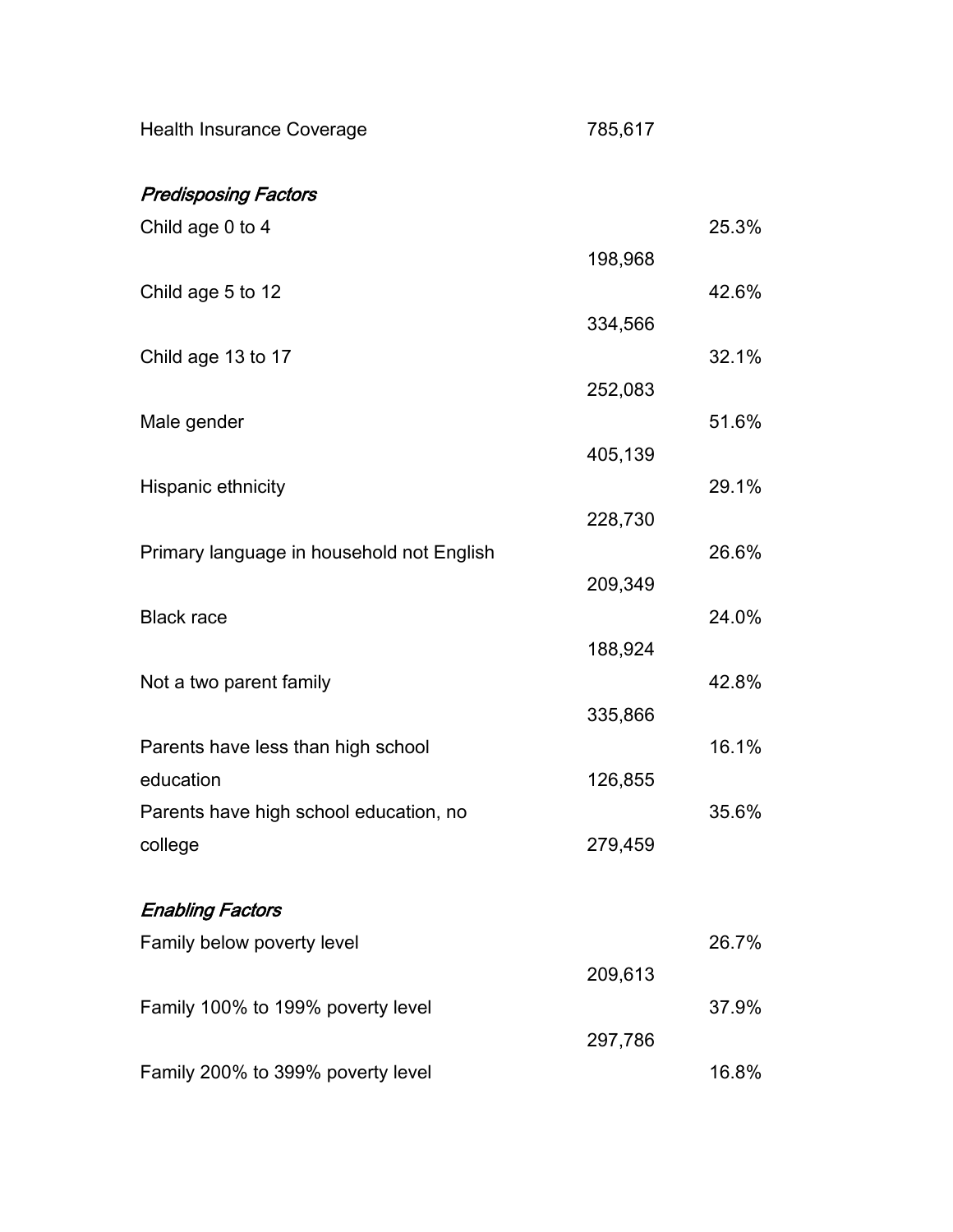| | | |
|---|---|---|
| Health Insurance Coverage | 785,617 | |
| *Predisposing Factors* | | |
| Child age 0 to 4 | 198,968 | 25.3% |
| Child age 5 to 12 | 334,566 | 42.6% |
| Child age 13 to 17 | 252,083 | 32.1% |
| Male gender | 405,139 | 51.6% |
| Hispanic ethnicity | 228,730 | 29.1% |
| Primary language in household not English | 209,349 | 26.6% |
| Black race | 188,924 | 24.0% |
| Not a two parent family | 335,866 | 42.8% |
| Parents have less than high school education | 126,855 | 16.1% |
| Parents have high school education, no college | 279,459 | 35.6% |
| *Enabling Factors* | | |
| Family below poverty level | 209,613 | 26.7% |
| Family 100% to 199% poverty level | 297,786 | 37.9% |
| Family 200% to 399% poverty level | | 16.8% |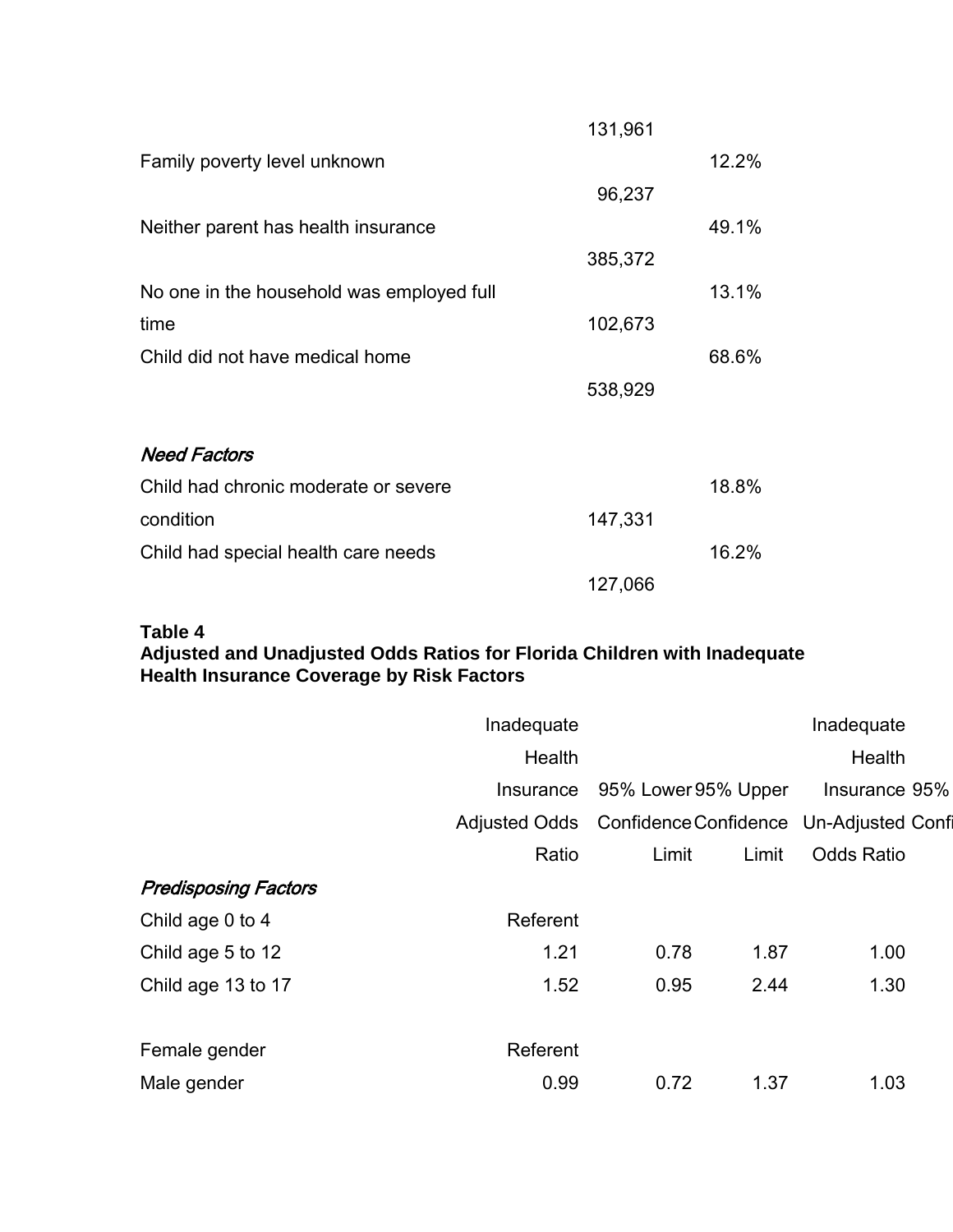| | | |
|---|---|---|
| | 131,961 | |
| Family poverty level unknown | | 12.2% |
| | 96,237 | |
| Neither parent has health insurance | | 49.1% |
| | 385,372 | |
| No one in the household was employed full time | 102,673 | 13.1% |
| Child did not have medical home | | 68.6% |
| | 538,929 | |
| *Need Factors* | | |
| Child had chronic moderate or severe condition | 147,331 | 18.8% |
| Child had special health care needs | | 16.2% |
| | 127,066 | |

**Table 4**
**Adjusted and Unadjusted Odds Ratios for Florida Children with Inadequate Health Insurance Coverage by Risk Factors**

| | Inadequate Health Insurance Adjusted Odds Ratio | 95% Lower Confidence Limit | 95% Upper Confidence Limit | Inadequate Health Insurance Un-Adjusted Odds Ratio | 95% Confi |
|---|---|---|---|---|---|
| *Predisposing Factors* | | | | | |
| Child age 0 to 4 | Referent | | | | |
| Child age 5 to 12 | 1.21 | 0.78 | 1.87 | 1.00 | |
| Child age 13 to 17 | 1.52 | 0.95 | 2.44 | 1.30 | |
| | | | | | |
| Female gender | Referent | | | | |
| Male gender | 0.99 | 0.72 | 1.37 | 1.03 | |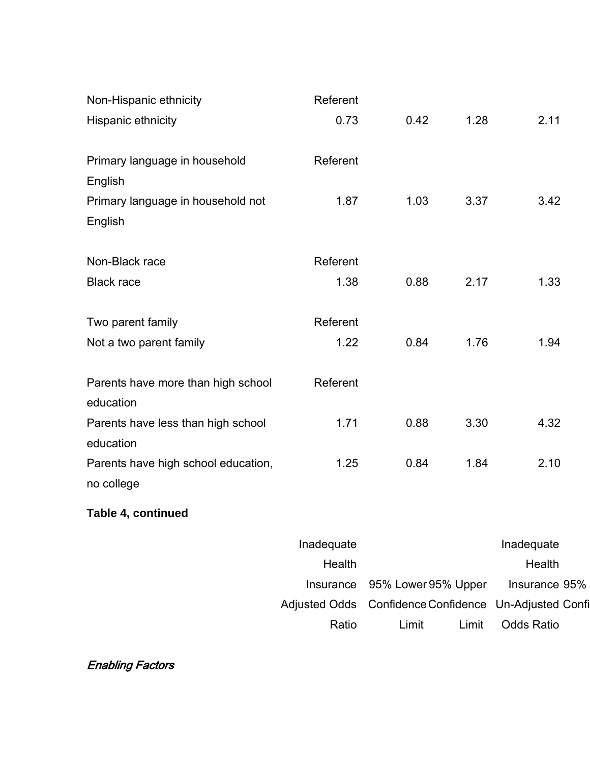| | | | | |
|---|---|---|---|---|
| Non-Hispanic ethnicity | Referent | | | |
| Hispanic ethnicity | 0.73 | 0.42 | 1.28 | 2.11 |
| Primary language in household English | Referent | | | |
| Primary language in household not English | 1.87 | 1.03 | 3.37 | 3.42 |
| Non-Black race | Referent | | | |
| Black race | 1.38 | 0.88 | 2.17 | 1.33 |
| Two parent family | Referent | | | |
| Not a two parent family | 1.22 | 0.84 | 1.76 | 1.94 |
| Parents have more than high school education | Referent | | | |
| Parents have less than high school education | 1.71 | 0.88 | 3.30 | 4.32 |
| Parents have high school education, no college | 1.25 | 0.84 | 1.84 | 2.10 |

**Table 4, continued**

| | Inadequate Health Insurance Adjusted Odds Ratio | 95% Lower Confidence Limit | 95% Upper Confidence Limit | Inadequate Health Insurance Un-Adjusted Odds Ratio | 95% Confi |
|---|---|---|---|---|---|
| *Enabling Factors* | | | | | |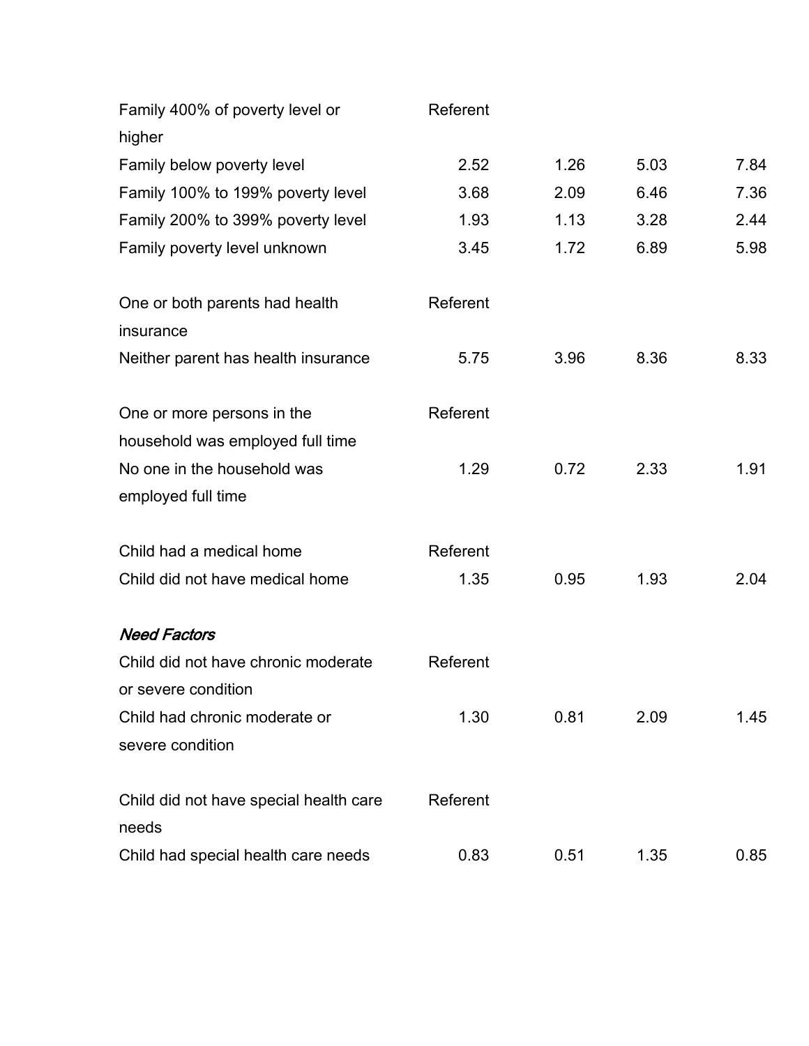| | | | | |
|---|---|---|---|---|
| Family 400% of poverty level or higher | Referent | | | |
| Family below poverty level | 2.52 | 1.26 | 5.03 | 7.84 |
| Family 100% to 199% poverty level | 3.68 | 2.09 | 6.46 | 7.36 |
| Family 200% to 399% poverty level | 1.93 | 1.13 | 3.28 | 2.44 |
| Family poverty level unknown | 3.45 | 1.72 | 6.89 | 5.98 |
| | | | | |
| One or both parents had health insurance | Referent | | | |
| Neither parent has health insurance | 5.75 | 3.96 | 8.36 | 8.33 |
| | | | | |
| One or more persons in the household was employed full time | Referent | | | |
| No one in the household was employed full time | 1.29 | 0.72 | 2.33 | 1.91 |
| | | | | |
| Child had a medical home | Referent | | | |
| Child did not have medical home | 1.35 | 0.95 | 1.93 | 2.04 |
| | | | | |
| *Need Factors* | | | | |
| Child did not have chronic moderate or severe condition | Referent | | | |
| Child had chronic moderate or severe condition | 1.30 | 0.81 | 2.09 | 1.45 |
| | | | | |
| Child did not have special health care needs | Referent | | | |
| Child had special health care needs | 0.83 | 0.51 | 1.35 | 0.85 |